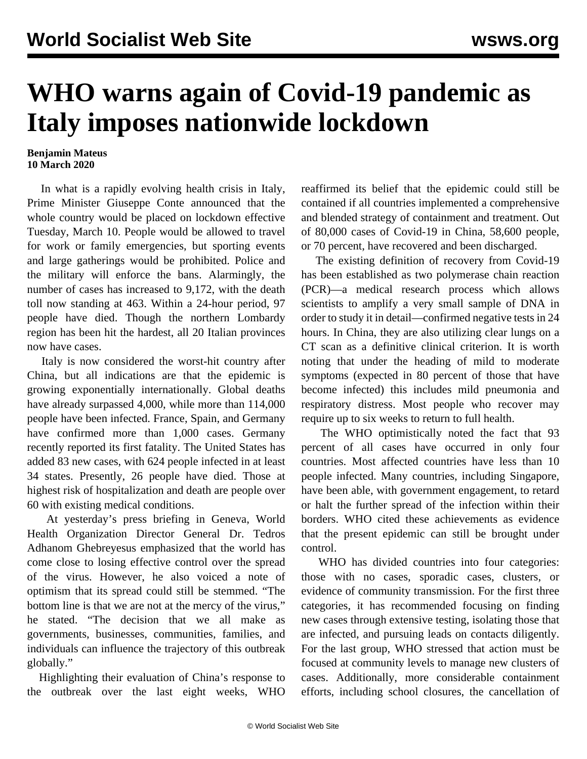# WHO warns again of Covid-19 pandemic as Italy imposes nationwide lockdown

**Benjamin Mateus**
**10 March 2020**

In what is a rapidly evolving health crisis in Italy, Prime Minister Giuseppe Conte announced that the whole country would be placed on lockdown effective Tuesday, March 10. People would be allowed to travel for work or family emergencies, but sporting events and large gatherings would be prohibited. Police and the military will enforce the bans. Alarmingly, the number of cases has increased to 9,172, with the death toll now standing at 463. Within a 24-hour period, 97 people have died. Though the northern Lombardy region has been hit the hardest, all 20 Italian provinces now have cases.

Italy is now considered the worst-hit country after China, but all indications are that the epidemic is growing exponentially internationally. Global deaths have already surpassed 4,000, while more than 114,000 people have been infected. France, Spain, and Germany have confirmed more than 1,000 cases. Germany recently reported its first fatality. The United States has added 83 new cases, with 624 people infected in at least 34 states. Presently, 26 people have died. Those at highest risk of hospitalization and death are people over 60 with existing medical conditions.

At yesterday's press briefing in Geneva, World Health Organization Director General Dr. Tedros Adhanom Ghebreyesus emphasized that the world has come close to losing effective control over the spread of the virus. However, he also voiced a note of optimism that its spread could still be stemmed. "The bottom line is that we are not at the mercy of the virus," he stated. "The decision that we all make as governments, businesses, communities, families, and individuals can influence the trajectory of this outbreak globally."

Highlighting their evaluation of China's response to the outbreak over the last eight weeks, WHO reaffirmed its belief that the epidemic could still be contained if all countries implemented a comprehensive and blended strategy of containment and treatment. Out of 80,000 cases of Covid-19 in China, 58,600 people, or 70 percent, have recovered and been discharged.

The existing definition of recovery from Covid-19 has been established as two polymerase chain reaction (PCR)—a medical research process which allows scientists to amplify a very small sample of DNA in order to study it in detail—confirmed negative tests in 24 hours. In China, they are also utilizing clear lungs on a CT scan as a definitive clinical criterion. It is worth noting that under the heading of mild to moderate symptoms (expected in 80 percent of those that have become infected) this includes mild pneumonia and respiratory distress. Most people who recover may require up to six weeks to return to full health.

The WHO optimistically noted the fact that 93 percent of all cases have occurred in only four countries. Most affected countries have less than 10 people infected. Many countries, including Singapore, have been able, with government engagement, to retard or halt the further spread of the infection within their borders. WHO cited these achievements as evidence that the present epidemic can still be brought under control.

WHO has divided countries into four categories: those with no cases, sporadic cases, clusters, or evidence of community transmission. For the first three categories, it has recommended focusing on finding new cases through extensive testing, isolating those that are infected, and pursuing leads on contacts diligently. For the last group, WHO stressed that action must be focused at community levels to manage new clusters of cases. Additionally, more considerable containment efforts, including school closures, the cancellation of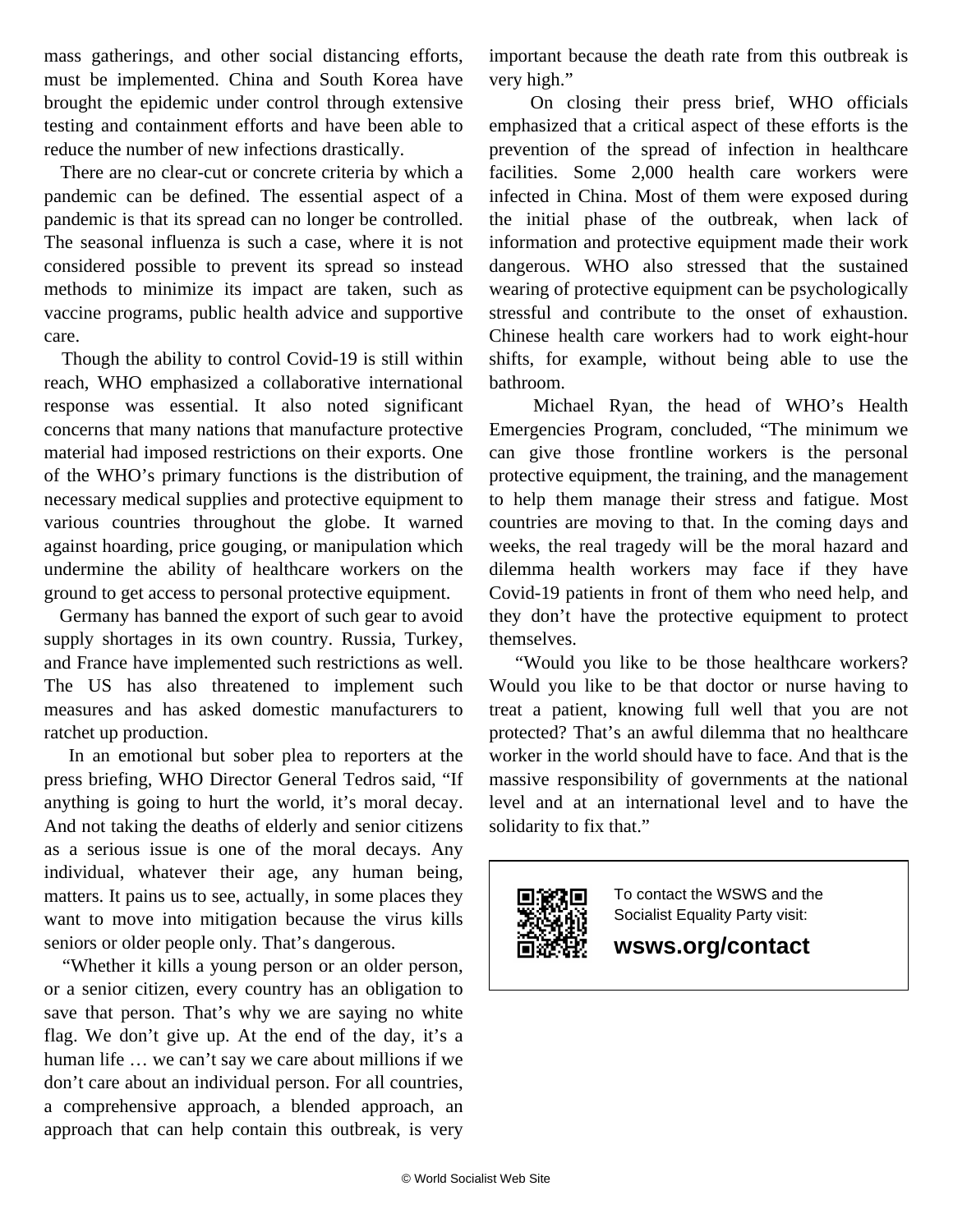mass gatherings, and other social distancing efforts, must be implemented. China and South Korea have brought the epidemic under control through extensive testing and containment efforts and have been able to reduce the number of new infections drastically.

There are no clear-cut or concrete criteria by which a pandemic can be defined. The essential aspect of a pandemic is that its spread can no longer be controlled. The seasonal influenza is such a case, where it is not considered possible to prevent its spread so instead methods to minimize its impact are taken, such as vaccine programs, public health advice and supportive care.

Though the ability to control Covid-19 is still within reach, WHO emphasized a collaborative international response was essential. It also noted significant concerns that many nations that manufacture protective material had imposed restrictions on their exports. One of the WHO's primary functions is the distribution of necessary medical supplies and protective equipment to various countries throughout the globe. It warned against hoarding, price gouging, or manipulation which undermine the ability of healthcare workers on the ground to get access to personal protective equipment.

Germany has banned the export of such gear to avoid supply shortages in its own country. Russia, Turkey, and France have implemented such restrictions as well. The US has also threatened to implement such measures and has asked domestic manufacturers to ratchet up production.

In an emotional but sober plea to reporters at the press briefing, WHO Director General Tedros said, "If anything is going to hurt the world, it's moral decay. And not taking the deaths of elderly and senior citizens as a serious issue is one of the moral decays. Any individual, whatever their age, any human being, matters. It pains us to see, actually, in some places they want to move into mitigation because the virus kills seniors or older people only. That's dangerous.

"Whether it kills a young person or an older person, or a senior citizen, every country has an obligation to save that person. That's why we are saying no white flag. We don't give up. At the end of the day, it's a human life … we can't say we care about millions if we don't care about an individual person. For all countries, a comprehensive approach, a blended approach, an approach that can help contain this outbreak, is very important because the death rate from this outbreak is very high."

On closing their press brief, WHO officials emphasized that a critical aspect of these efforts is the prevention of the spread of infection in healthcare facilities. Some 2,000 health care workers were infected in China. Most of them were exposed during the initial phase of the outbreak, when lack of information and protective equipment made their work dangerous. WHO also stressed that the sustained wearing of protective equipment can be psychologically stressful and contribute to the onset of exhaustion. Chinese health care workers had to work eight-hour shifts, for example, without being able to use the bathroom.

Michael Ryan, the head of WHO's Health Emergencies Program, concluded, "The minimum we can give those frontline workers is the personal protective equipment, the training, and the management to help them manage their stress and fatigue. Most countries are moving to that. In the coming days and weeks, the real tragedy will be the moral hazard and dilemma health workers may face if they have Covid-19 patients in front of them who need help, and they don't have the protective equipment to protect themselves.

"Would you like to be those healthcare workers? Would you like to be that doctor or nurse having to treat a patient, knowing full well that you are not protected? That's an awful dilemma that no healthcare worker in the world should have to face. And that is the massive responsibility of governments at the national level and at an international level and to have the solidarity to fix that."

To contact the WSWS and the Socialist Equality Party visit:

**wsws.org/contact**